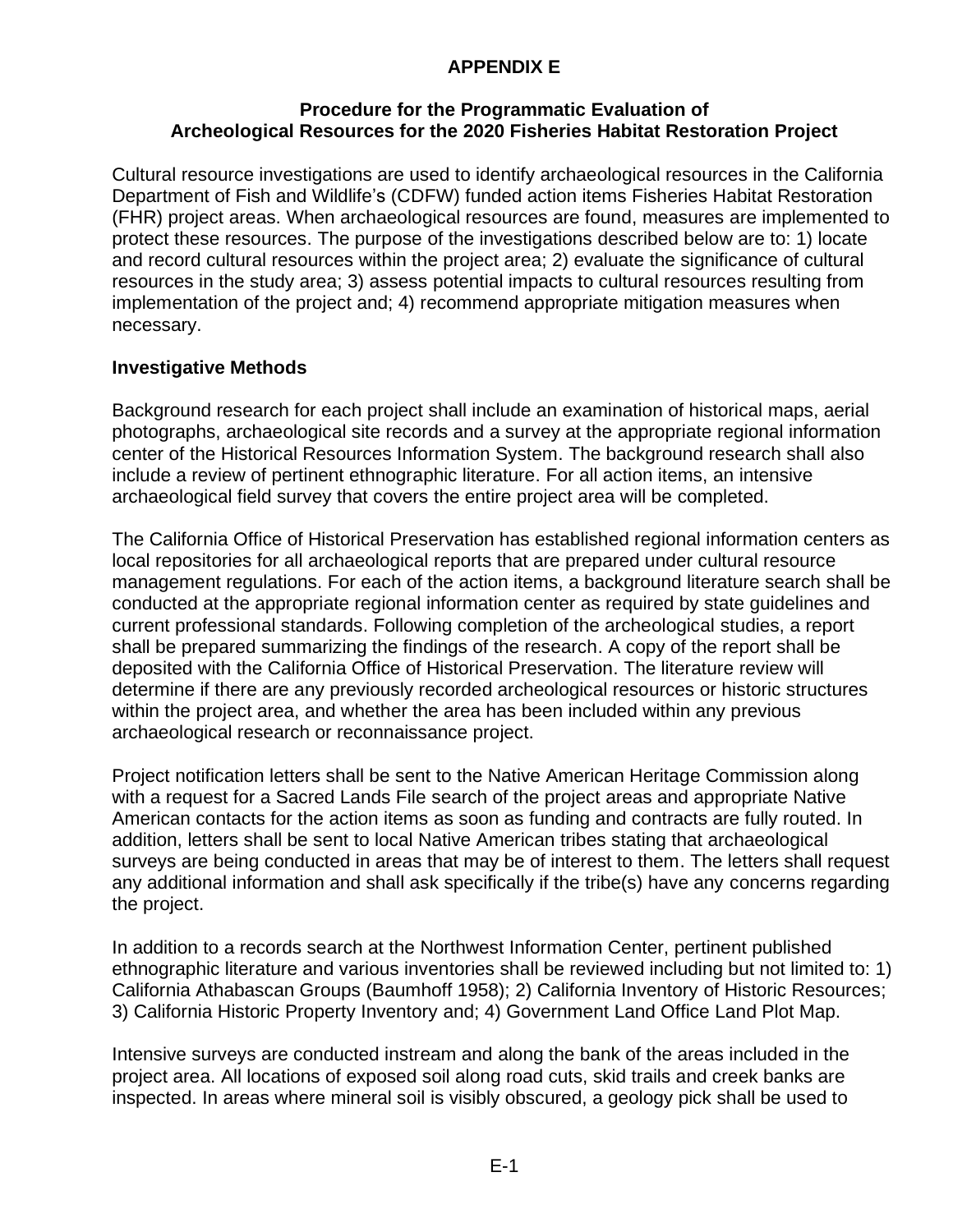**APPENDIX E**

**Procedure for the Programmatic Evaluation of Archeological Resources for the 2020 Fisheries Habitat Restoration Project**

Cultural resource investigations are used to identify archaeological resources in the California Department of Fish and Wildlife's (CDFW) funded action items Fisheries Habitat Restoration (FHR) project areas. When archaeological resources are found, measures are implemented to protect these resources. The purpose of the investigations described below are to: 1) locate and record cultural resources within the project area; 2) evaluate the significance of cultural resources in the study area; 3) assess potential impacts to cultural resources resulting from implementation of the project and; 4) recommend appropriate mitigation measures when necessary.

**Investigative Methods**

Background research for each project shall include an examination of historical maps, aerial photographs, archaeological site records and a survey at the appropriate regional information center of the Historical Resources Information System. The background research shall also include a review of pertinent ethnographic literature. For all action items, an intensive archaeological field survey that covers the entire project area will be completed.

The California Office of Historical Preservation has established regional information centers as local repositories for all archaeological reports that are prepared under cultural resource management regulations. For each of the action items, a background literature search shall be conducted at the appropriate regional information center as required by state guidelines and current professional standards. Following completion of the archeological studies, a report shall be prepared summarizing the findings of the research. A copy of the report shall be deposited with the California Office of Historical Preservation. The literature review will determine if there are any previously recorded archeological resources or historic structures within the project area, and whether the area has been included within any previous archaeological research or reconnaissance project.

Project notification letters shall be sent to the Native American Heritage Commission along with a request for a Sacred Lands File search of the project areas and appropriate Native American contacts for the action items as soon as funding and contracts are fully routed. In addition, letters shall be sent to local Native American tribes stating that archaeological surveys are being conducted in areas that may be of interest to them. The letters shall request any additional information and shall ask specifically if the tribe(s) have any concerns regarding the project.

In addition to a records search at the Northwest Information Center, pertinent published ethnographic literature and various inventories shall be reviewed including but not limited to: 1) California Athabascan Groups (Baumhoff 1958); 2) California Inventory of Historic Resources; 3) California Historic Property Inventory and; 4) Government Land Office Land Plot Map.

Intensive surveys are conducted instream and along the bank of the areas included in the project area. All locations of exposed soil along road cuts, skid trails and creek banks are inspected. In areas where mineral soil is visibly obscured, a geology pick shall be used to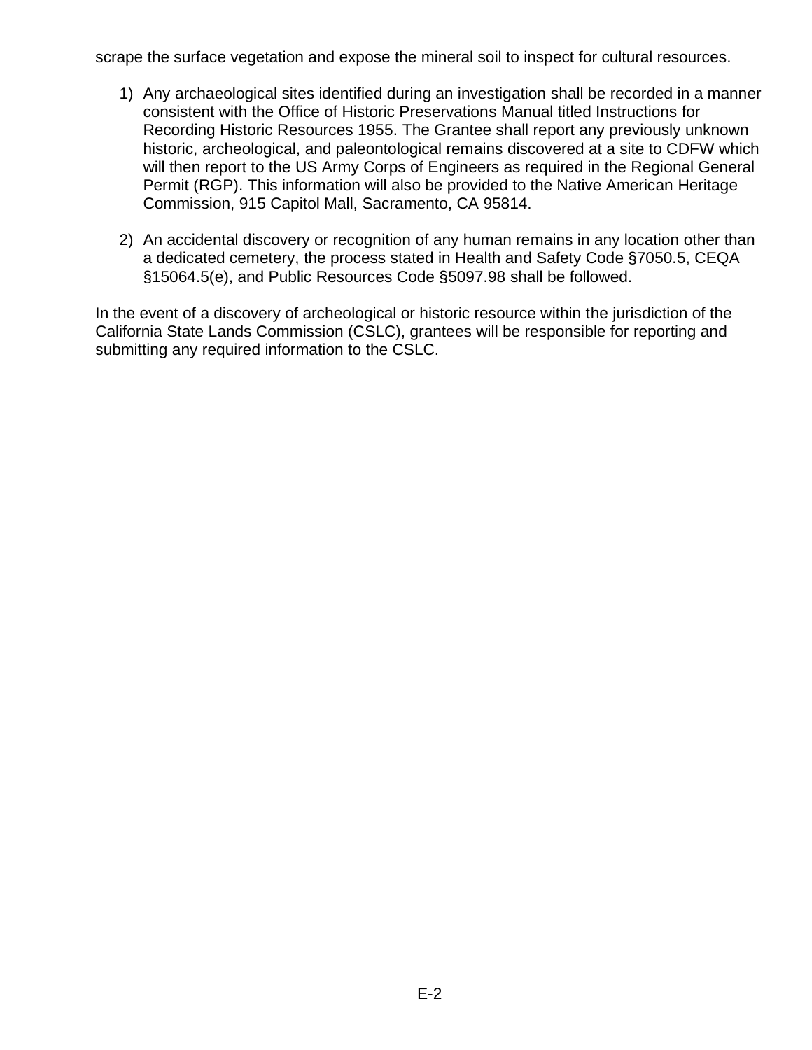scrape the surface vegetation and expose the mineral soil to inspect for cultural resources.

1) Any archaeological sites identified during an investigation shall be recorded in a manner consistent with the Office of Historic Preservations Manual titled Instructions for Recording Historic Resources 1955. The Grantee shall report any previously unknown historic, archeological, and paleontological remains discovered at a site to CDFW which will then report to the US Army Corps of Engineers as required in the Regional General Permit (RGP). This information will also be provided to the Native American Heritage Commission, 915 Capitol Mall, Sacramento, CA 95814.

2) An accidental discovery or recognition of any human remains in any location other than a dedicated cemetery, the process stated in Health and Safety Code §7050.5, CEQA §15064.5(e), and Public Resources Code §5097.98 shall be followed.

In the event of a discovery of archeological or historic resource within the jurisdiction of the California State Lands Commission (CSLC), grantees will be responsible for reporting and submitting any required information to the CSLC.